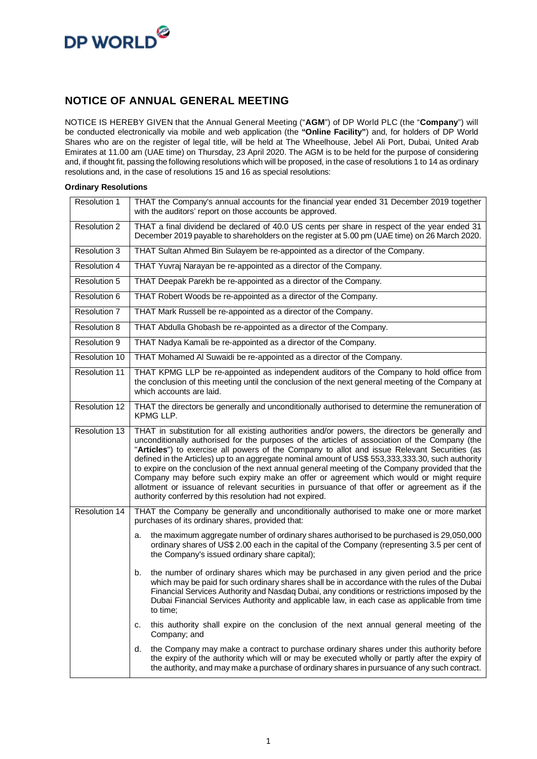DP WORLD

## NOTICE OF ANNUAL GENERAL MEETING

NOTICE IS HEREBY GIVEN that the Annual General Meeting ("**AGM**") of DP World PLC (the "**Company**") will be conducted electronically via mobile and web application (the **"Online Facility"**) and, for holders of DP World Shares who are on the register of legal title, will be held at The Wheelhouse, Jebel Ali Port, Dubai, United Arab Emirates at 11.00 am (UAE time) on Thursday, 23 April 2020. The AGM is to be held for the purpose of considering and, if thought fit, passing the following resolutions which will be proposed, in the case of resolutions 1 to 14 as ordinary resolutions and, in the case of resolutions 15 and 16 as special resolutions:

**Ordinary Resolutions**

| | |
|---|---|
| Resolution 1 | THAT the Company's annual accounts for the financial year ended 31 December 2019 together with the auditors' report on those accounts be approved. |
| Resolution 2 | THAT a final dividend be declared of 40.0 US cents per share in respect of the year ended 31 December 2019 payable to shareholders on the register at 5.00 pm (UAE time) on 26 March 2020. |
| Resolution 3 | THAT Sultan Ahmed Bin Sulayem be re-appointed as a director of the Company. |
| Resolution 4 | THAT Yuvraj Narayan be re-appointed as a director of the Company. |
| Resolution 5 | THAT Deepak Parekh be re-appointed as a director of the Company. |
| Resolution 6 | THAT Robert Woods be re-appointed as a director of the Company. |
| Resolution 7 | THAT Mark Russell be re-appointed as a director of the Company. |
| Resolution 8 | THAT Abdulla Ghobash be re-appointed as a director of the Company. |
| Resolution 9 | THAT Nadya Kamali be re-appointed as a director of the Company. |
| Resolution 10 | THAT Mohamed Al Suwaidi be re-appointed as a director of the Company. |
| Resolution 11 | THAT KPMG LLP be re-appointed as independent auditors of the Company to hold office from the conclusion of this meeting until the conclusion of the next general meeting of the Company at which accounts are laid. |
| Resolution 12 | THAT the directors be generally and unconditionally authorised to determine the remuneration of KPMG LLP. |
| Resolution 13 | THAT in substitution for all existing authorities and/or powers, the directors be generally and unconditionally authorised for the purposes of the articles of association of the Company (the "**Articles**") to exercise all powers of the Company to allot and issue Relevant Securities (as defined in the Articles) up to an aggregate nominal amount of US$ 553,333,333.30, such authority to expire on the conclusion of the next annual general meeting of the Company provided that the Company may before such expiry make an offer or agreement which would or might require allotment or issuance of relevant securities in pursuance of that offer or agreement as if the authority conferred by this resolution had not expired. |
| Resolution 14 | THAT the Company be generally and unconditionally authorised to make one or more market purchases of its ordinary shares, provided that:<br><br>a. the maximum aggregate number of ordinary shares authorised to be purchased is 29,050,000 ordinary shares of US$ 2.00 each in the capital of the Company (representing 3.5 per cent of the Company's issued ordinary share capital);<br><br>b. the number of ordinary shares which may be purchased in any given period and the price which may be paid for such ordinary shares shall be in accordance with the rules of the Dubai Financial Services Authority and Nasdaq Dubai, any conditions or restrictions imposed by the Dubai Financial Services Authority and applicable law, in each case as applicable from time to time;<br><br>c. this authority shall expire on the conclusion of the next annual general meeting of the Company; and<br><br>d. the Company may make a contract to purchase ordinary shares under this authority before the expiry of the authority which will or may be executed wholly or partly after the expiry of the authority, and may make a purchase of ordinary shares in pursuance of any such contract. |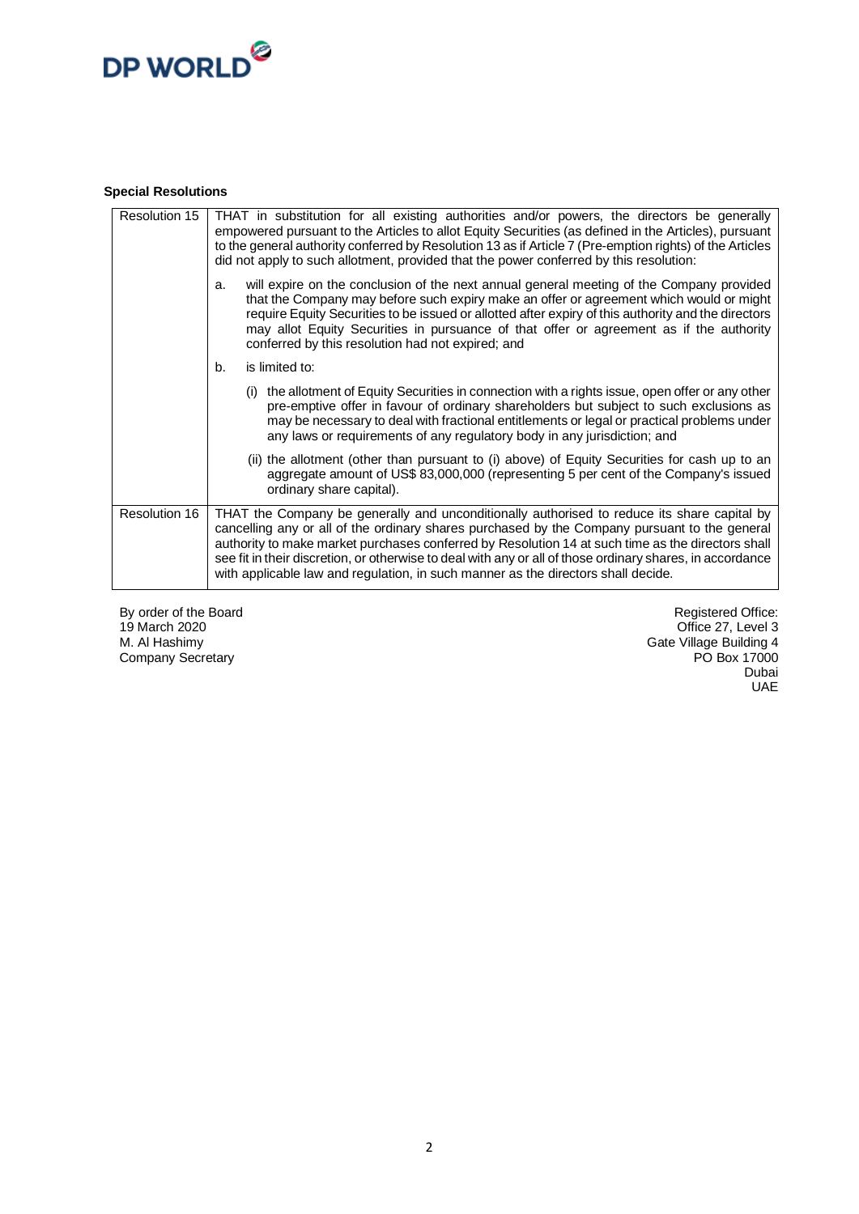**Special Resolutions**

| | |
|---|---|
| Resolution 15 | THAT in substitution for all existing authorities and/or powers, the directors be generally empowered pursuant to the Articles to allot Equity Securities (as defined in the Articles), pursuant to the general authority conferred by Resolution 13 as if Article 7 (Pre-emption rights) of the Articles did not apply to such allotment, provided that the power conferred by this resolution:<br><br>a. will expire on the conclusion of the next annual general meeting of the Company provided that the Company may before such expiry make an offer or agreement which would or might require Equity Securities to be issued or allotted after expiry of this authority and the directors may allot Equity Securities in pursuance of that offer or agreement as if the authority conferred by this resolution had not expired; and<br><br>b. is limited to:<br><br>(i) the allotment of Equity Securities in connection with a rights issue, open offer or any other pre-emptive offer in favour of ordinary shareholders but subject to such exclusions as may be necessary to deal with fractional entitlements or legal or practical problems under any laws or requirements of any regulatory body in any jurisdiction; and<br><br>(ii) the allotment (other than pursuant to (i) above) of Equity Securities for cash up to an aggregate amount of US$ 83,000,000 (representing 5 per cent of the Company's issued ordinary share capital). |
| Resolution 16 | THAT the Company be generally and unconditionally authorised to reduce its share capital by cancelling any or all of the ordinary shares purchased by the Company pursuant to the general authority to make market purchases conferred by Resolution 14 at such time as the directors shall see fit in their discretion, or otherwise to deal with any or all of those ordinary shares, in accordance with applicable law and regulation, in such manner as the directors shall decide. |

By order of the Board
19 March 2020
M. Al Hashimy
Company Secretary

Registered Office:
Office 27, Level 3
Gate Village Building 4
PO Box 17000
Dubai
UAE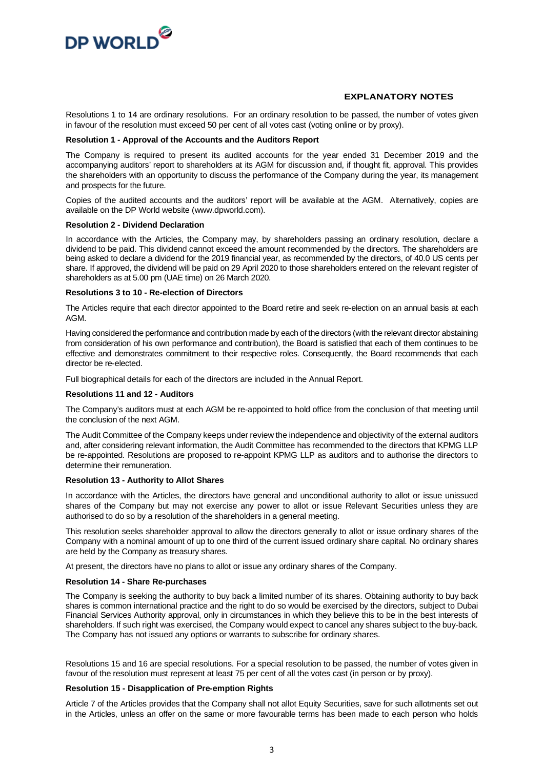## EXPLANATORY NOTES

Resolutions 1 to 14 are ordinary resolutions. For an ordinary resolution to be passed, the number of votes given in favour of the resolution must exceed 50 per cent of all votes cast (voting online or by proxy).

**Resolution 1 - Approval of the Accounts and the Auditors Report**

The Company is required to present its audited accounts for the year ended 31 December 2019 and the accompanying auditors' report to shareholders at its AGM for discussion and, if thought fit, approval. This provides the shareholders with an opportunity to discuss the performance of the Company during the year, its management and prospects for the future.

Copies of the audited accounts and the auditors' report will be available at the AGM. Alternatively, copies are available on the DP World website (www.dpworld.com).

**Resolution 2 - Dividend Declaration**

In accordance with the Articles, the Company may, by shareholders passing an ordinary resolution, declare a dividend to be paid. This dividend cannot exceed the amount recommended by the directors. The shareholders are being asked to declare a dividend for the 2019 financial year, as recommended by the directors, of 40.0 US cents per share. If approved, the dividend will be paid on 29 April 2020 to those shareholders entered on the relevant register of shareholders as at 5.00 pm (UAE time) on 26 March 2020.

**Resolutions 3 to 10 - Re-election of Directors**

The Articles require that each director appointed to the Board retire and seek re-election on an annual basis at each AGM.

Having considered the performance and contribution made by each of the directors (with the relevant director abstaining from consideration of his own performance and contribution), the Board is satisfied that each of them continues to be effective and demonstrates commitment to their respective roles. Consequently, the Board recommends that each director be re-elected.

Full biographical details for each of the directors are included in the Annual Report.

**Resolutions 11 and 12 - Auditors**

The Company's auditors must at each AGM be re-appointed to hold office from the conclusion of that meeting until the conclusion of the next AGM.

The Audit Committee of the Company keeps under review the independence and objectivity of the external auditors and, after considering relevant information, the Audit Committee has recommended to the directors that KPMG LLP be re-appointed. Resolutions are proposed to re-appoint KPMG LLP as auditors and to authorise the directors to determine their remuneration.

**Resolution 13 - Authority to Allot Shares**

In accordance with the Articles, the directors have general and unconditional authority to allot or issue unissued shares of the Company but may not exercise any power to allot or issue Relevant Securities unless they are authorised to do so by a resolution of the shareholders in a general meeting.

This resolution seeks shareholder approval to allow the directors generally to allot or issue ordinary shares of the Company with a nominal amount of up to one third of the current issued ordinary share capital. No ordinary shares are held by the Company as treasury shares.

At present, the directors have no plans to allot or issue any ordinary shares of the Company.

**Resolution 14 - Share Re-purchases**

The Company is seeking the authority to buy back a limited number of its shares. Obtaining authority to buy back shares is common international practice and the right to do so would be exercised by the directors, subject to Dubai Financial Services Authority approval, only in circumstances in which they believe this to be in the best interests of shareholders. If such right was exercised, the Company would expect to cancel any shares subject to the buy-back. The Company has not issued any options or warrants to subscribe for ordinary shares.

Resolutions 15 and 16 are special resolutions. For a special resolution to be passed, the number of votes given in favour of the resolution must represent at least 75 per cent of all the votes cast (in person or by proxy).

**Resolution 15 - Disapplication of Pre-emption Rights**

Article 7 of the Articles provides that the Company shall not allot Equity Securities, save for such allotments set out in the Articles, unless an offer on the same or more favourable terms has been made to each person who holds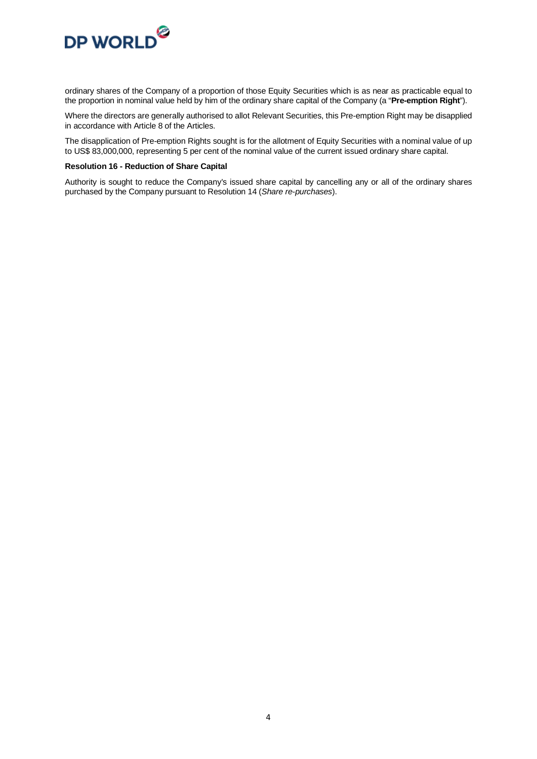ordinary shares of the Company of a proportion of those Equity Securities which is as near as practicable equal to the proportion in nominal value held by him of the ordinary share capital of the Company (a "**Pre-emption Right**").

Where the directors are generally authorised to allot Relevant Securities, this Pre-emption Right may be disapplied in accordance with Article 8 of the Articles.

The disapplication of Pre-emption Rights sought is for the allotment of Equity Securities with a nominal value of up to US$ 83,000,000, representing 5 per cent of the nominal value of the current issued ordinary share capital.

**Resolution 16 - Reduction of Share Capital**

Authority is sought to reduce the Company's issued share capital by cancelling any or all of the ordinary shares purchased by the Company pursuant to Resolution 14 (*Share re-purchases*).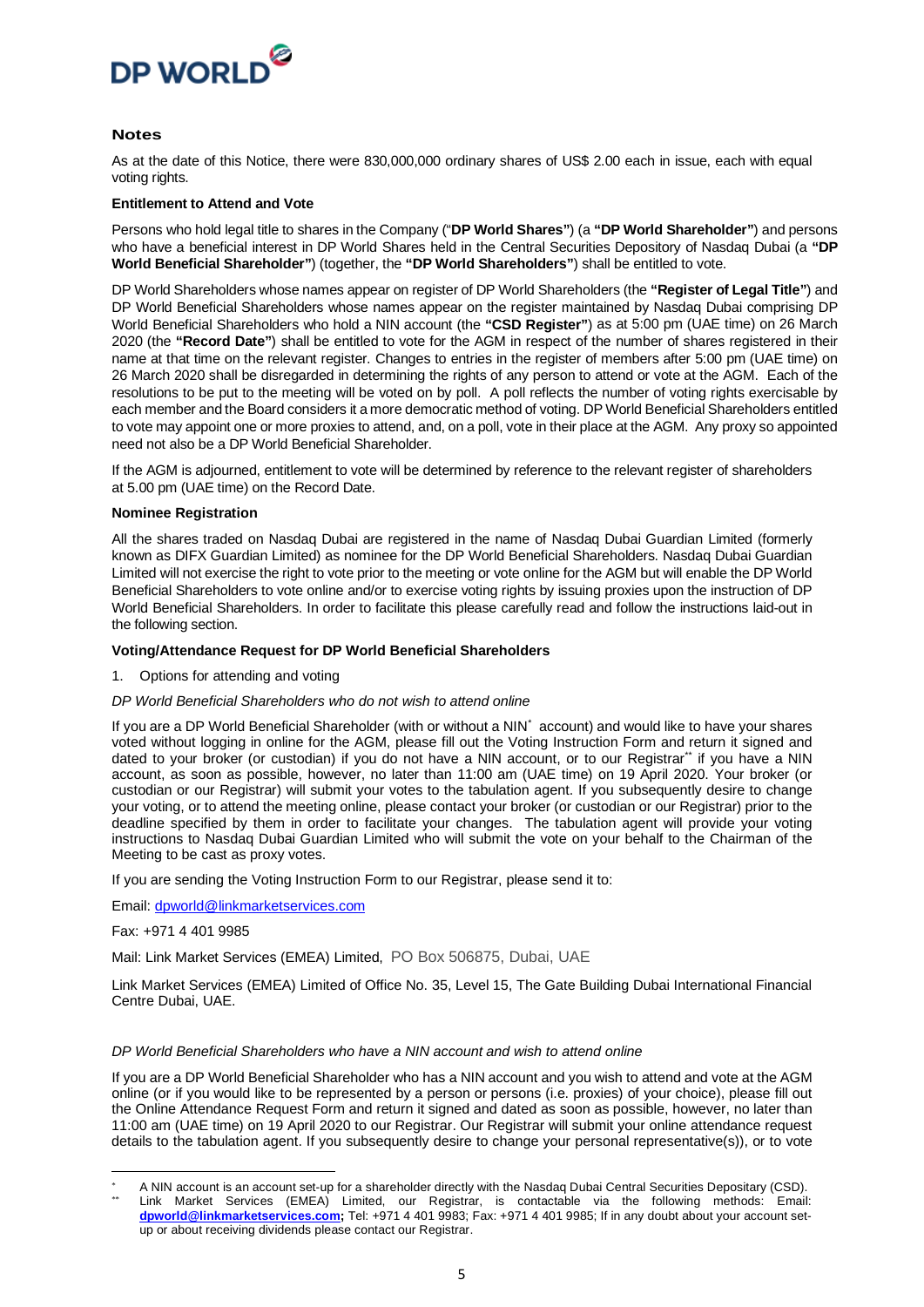## Notes

As at the date of this Notice, there were 830,000,000 ordinary shares of US$ 2.00 each in issue, each with equal voting rights.

**Entitlement to Attend and Vote**

Persons who hold legal title to shares in the Company ("**DP World Shares"**) (a **"DP World Shareholder"**) and persons who have a beneficial interest in DP World Shares held in the Central Securities Depository of Nasdaq Dubai (a **"DP World Beneficial Shareholder"**) (together, the **"DP World Shareholders"**) shall be entitled to vote.

DP World Shareholders whose names appear on register of DP World Shareholders (the **"Register of Legal Title"**) and DP World Beneficial Shareholders whose names appear on the register maintained by Nasdaq Dubai comprising DP World Beneficial Shareholders who hold a NIN account (the **"CSD Register"**) as at 5:00 pm (UAE time) on 26 March 2020 (the **"Record Date"**) shall be entitled to vote for the AGM in respect of the number of shares registered in their name at that time on the relevant register. Changes to entries in the register of members after 5:00 pm (UAE time) on 26 March 2020 shall be disregarded in determining the rights of any person to attend or vote at the AGM. Each of the resolutions to be put to the meeting will be voted on by poll. A poll reflects the number of voting rights exercisable by each member and the Board considers it a more democratic method of voting. DP World Beneficial Shareholders entitled to vote may appoint one or more proxies to attend, and, on a poll, vote in their place at the AGM. Any proxy so appointed need not also be a DP World Beneficial Shareholder.

If the AGM is adjourned, entitlement to vote will be determined by reference to the relevant register of shareholders at 5.00 pm (UAE time) on the Record Date.

**Nominee Registration**

All the shares traded on Nasdaq Dubai are registered in the name of Nasdaq Dubai Guardian Limited (formerly known as DIFX Guardian Limited) as nominee for the DP World Beneficial Shareholders. Nasdaq Dubai Guardian Limited will not exercise the right to vote prior to the meeting or vote online for the AGM but will enable the DP World Beneficial Shareholders to vote online and/or to exercise voting rights by issuing proxies upon the instruction of DP World Beneficial Shareholders. In order to facilitate this please carefully read and follow the instructions laid-out in the following section.

**Voting/Attendance Request for DP World Beneficial Shareholders**

1. Options for attending and voting

*DP World Beneficial Shareholders who do not wish to attend online*

If you are a DP World Beneficial Shareholder (with or without a NIN* account) and would like to have your shares voted without logging in online for the AGM, please fill out the Voting Instruction Form and return it signed and dated to your broker (or custodian) if you do not have a NIN account, or to our Registrar** if you have a NIN account, as soon as possible, however, no later than 11:00 am (UAE time) on 19 April 2020. Your broker (or custodian or our Registrar) will submit your votes to the tabulation agent. If you subsequently desire to change your voting, or to attend the meeting online, please contact your broker (or custodian or our Registrar) prior to the deadline specified by them in order to facilitate your changes. The tabulation agent will provide your voting instructions to Nasdaq Dubai Guardian Limited who will submit the vote on your behalf to the Chairman of the Meeting to be cast as proxy votes.

If you are sending the Voting Instruction Form to our Registrar, please send it to:

Email: dpworld@linkmarketservices.com

Fax: +971 4 401 9985

Mail: Link Market Services (EMEA) Limited, PO Box 506875, Dubai, UAE

Link Market Services (EMEA) Limited of Office No. 35, Level 15, The Gate Building Dubai International Financial Centre Dubai, UAE.

*DP World Beneficial Shareholders who have a NIN account and wish to attend online*

If you are a DP World Beneficial Shareholder who has a NIN account and you wish to attend and vote at the AGM online (or if you would like to be represented by a person or persons (i.e. proxies) of your choice), please fill out the Online Attendance Request Form and return it signed and dated as soon as possible, however, no later than 11:00 am (UAE time) on 19 April 2020 to our Registrar. Our Registrar will submit your online attendance request details to the tabulation agent. If you subsequently desire to change your personal representative(s)), or to vote

\* A NIN account is an account set-up for a shareholder directly with the Nasdaq Dubai Central Securities Depositary (CSD).

\*\* Link Market Services (EMEA) Limited, our Registrar, is contactable via the following methods: Email: **dpworld@linkmarketservices.com;** Tel: +971 4 401 9983; Fax: +971 4 401 9985; If in any doubt about your account set-up or about receiving dividends please contact our Registrar.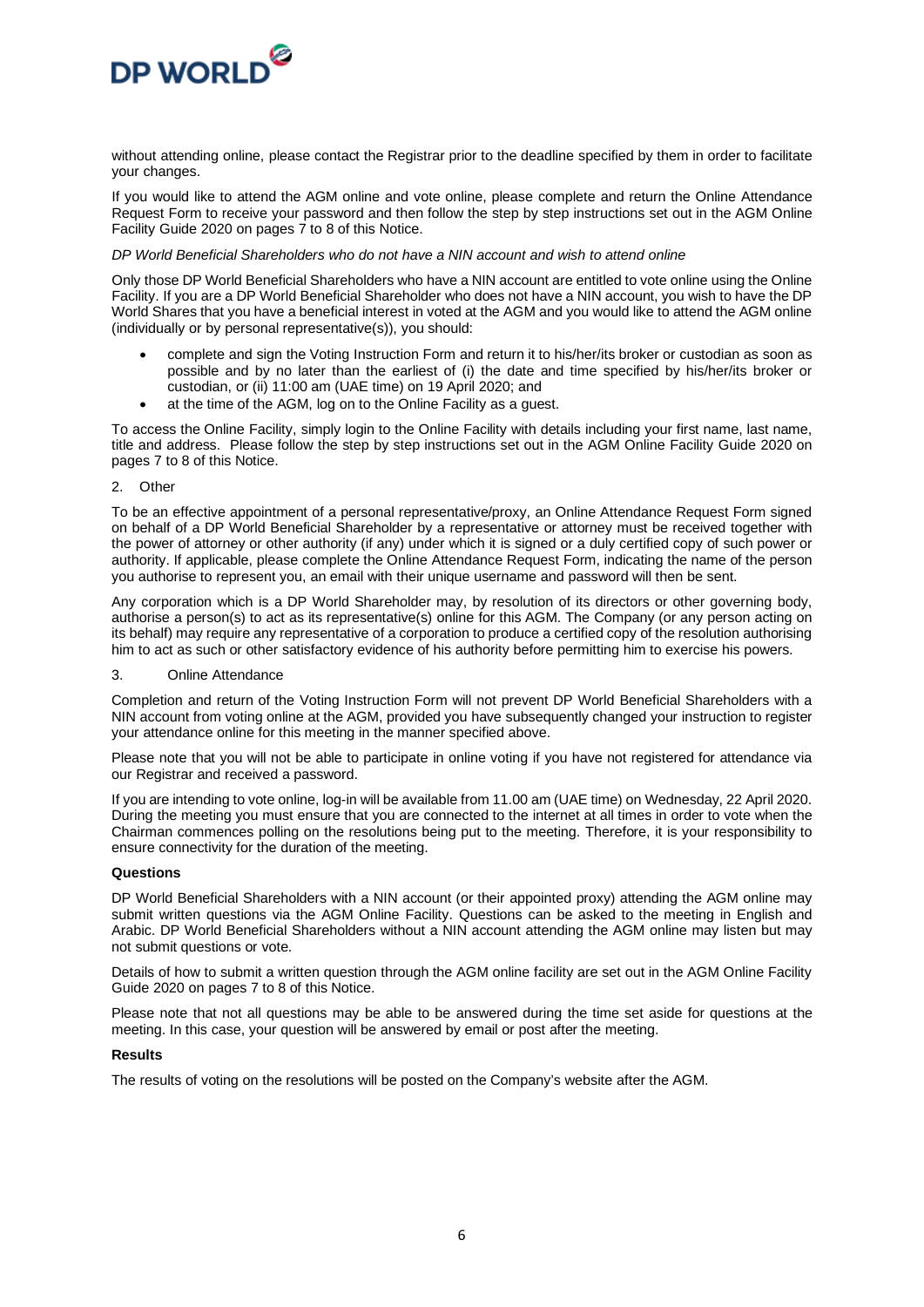without attending online, please contact the Registrar prior to the deadline specified by them in order to facilitate your changes.

If you would like to attend the AGM online and vote online, please complete and return the Online Attendance Request Form to receive your password and then follow the step by step instructions set out in the AGM Online Facility Guide 2020 on pages 7 to 8 of this Notice.

*DP World Beneficial Shareholders who do not have a NIN account and wish to attend online*

Only those DP World Beneficial Shareholders who have a NIN account are entitled to vote online using the Online Facility. If you are a DP World Beneficial Shareholder who does not have a NIN account, you wish to have the DP World Shares that you have a beneficial interest in voted at the AGM and you would like to attend the AGM online (individually or by personal representative(s)), you should:

- complete and sign the Voting Instruction Form and return it to his/her/its broker or custodian as soon as possible and by no later than the earliest of (i) the date and time specified by his/her/its broker or custodian, or (ii) 11:00 am (UAE time) on 19 April 2020; and
- at the time of the AGM, log on to the Online Facility as a guest.

To access the Online Facility, simply login to the Online Facility with details including your first name, last name, title and address. Please follow the step by step instructions set out in the AGM Online Facility Guide 2020 on pages 7 to 8 of this Notice.

2. Other

To be an effective appointment of a personal representative/proxy, an Online Attendance Request Form signed on behalf of a DP World Beneficial Shareholder by a representative or attorney must be received together with the power of attorney or other authority (if any) under which it is signed or a duly certified copy of such power or authority. If applicable, please complete the Online Attendance Request Form, indicating the name of the person you authorise to represent you, an email with their unique username and password will then be sent.

Any corporation which is a DP World Shareholder may, by resolution of its directors or other governing body, authorise a person(s) to act as its representative(s) online for this AGM. The Company (or any person acting on its behalf) may require any representative of a corporation to produce a certified copy of the resolution authorising him to act as such or other satisfactory evidence of his authority before permitting him to exercise his powers.

3. Online Attendance

Completion and return of the Voting Instruction Form will not prevent DP World Beneficial Shareholders with a NIN account from voting online at the AGM, provided you have subsequently changed your instruction to register your attendance online for this meeting in the manner specified above.

Please note that you will not be able to participate in online voting if you have not registered for attendance via our Registrar and received a password.

If you are intending to vote online, log-in will be available from 11.00 am (UAE time) on Wednesday, 22 April 2020. During the meeting you must ensure that you are connected to the internet at all times in order to vote when the Chairman commences polling on the resolutions being put to the meeting. Therefore, it is your responsibility to ensure connectivity for the duration of the meeting.

**Questions**

DP World Beneficial Shareholders with a NIN account (or their appointed proxy) attending the AGM online may submit written questions via the AGM Online Facility. Questions can be asked to the meeting in English and Arabic. DP World Beneficial Shareholders without a NIN account attending the AGM online may listen but may not submit questions or vote.

Details of how to submit a written question through the AGM online facility are set out in the AGM Online Facility Guide 2020 on pages 7 to 8 of this Notice.

Please note that not all questions may be able to be answered during the time set aside for questions at the meeting. In this case, your question will be answered by email or post after the meeting.

**Results**

The results of voting on the resolutions will be posted on the Company's website after the AGM.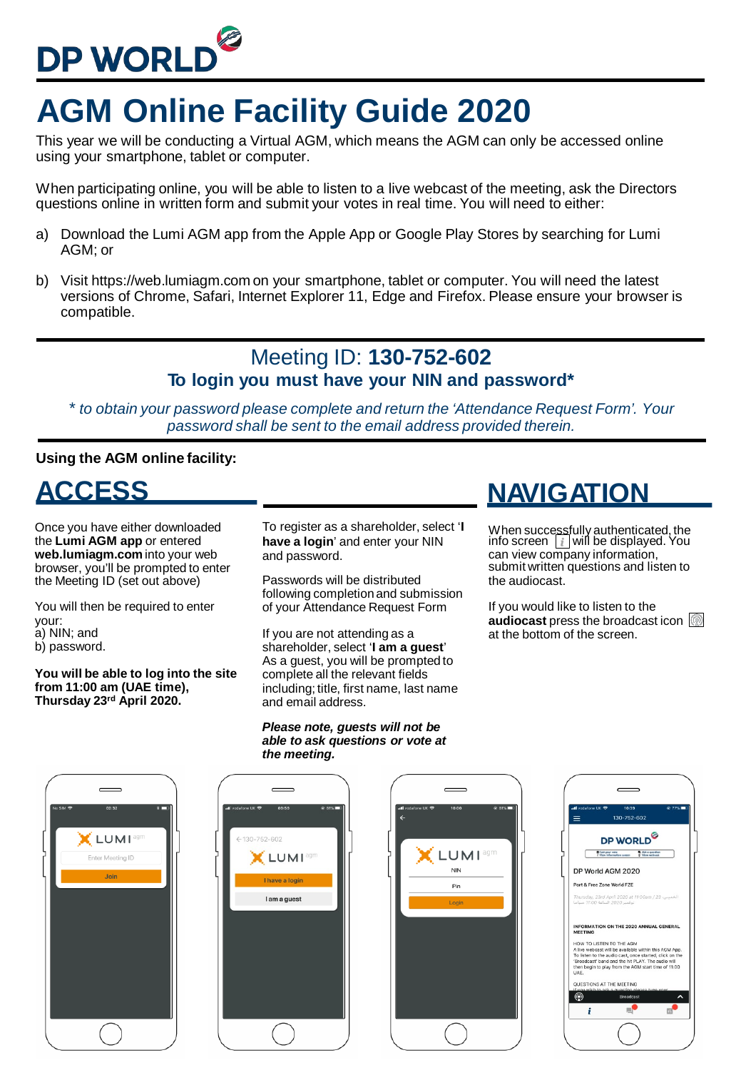# AGM Online Facility Guide 2020

This year we will be conducting a Virtual AGM, which means the AGM can only be accessed online using your smartphone, tablet or computer.

When participating online, you will be able to listen to a live webcast of the meeting, ask the Directors questions online in written form and submit your votes in real time. You will need to either:

a) Download the Lumi AGM app from the Apple App or Google Play Stores by searching for Lumi AGM; or

b) Visit https://web.lumiagm.com on your smartphone, tablet or computer. You will need the latest versions of Chrome, Safari, Internet Explorer 11, Edge and Firefox. Please ensure your browser is compatible.

## Meeting ID: **130-752-602**

### To login you must have your NIN and password*

*\* to obtain your password please complete and return the 'Attendance Request Form'. Your password shall be sent to the email address provided therein.*

**Using the AGM online facility:**

## ACCESS

Once you have either downloaded the **Lumi AGM app** or entered **web.lumiagm.com** into your web browser, you'll be prompted to enter the Meeting ID (set out above)

You will then be required to enter your:
a) NIN; and
b) password.

**You will be able to log into the site from 11:00 am (UAE time), Thursday 23rd April 2020.**

To register as a shareholder, select '**I have a login**' and enter your NIN and password.

Passwords will be distributed following completion and submission of your Attendance Request Form

If you are not attending as a shareholder, select '**I am a guest**' As a guest, you will be prompted to complete all the relevant fields including; title, first name, last name and email address.

***Please note, guests will not be able to ask questions or vote at the meeting.***

## NAVIGATION

When successfully authenticated, the info screen [i] will be displayed. You can view company information, submit written questions and listen to the audiocast.

If you would like to listen to the **audiocast** press the broadcast icon at the bottom of the screen.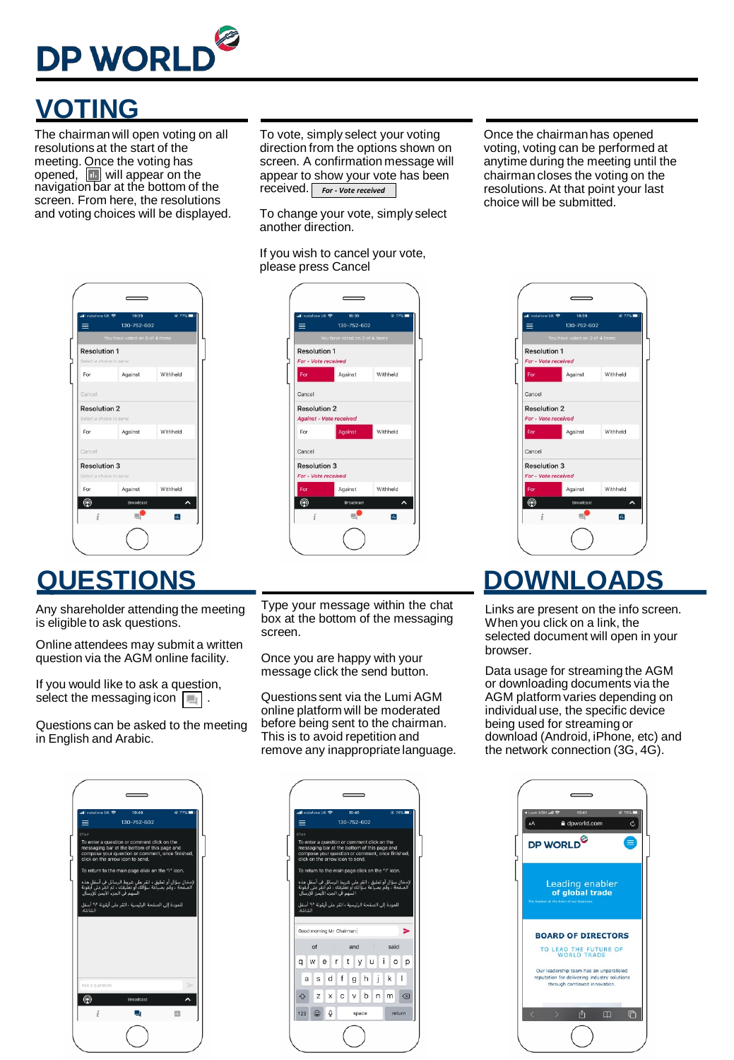# VOTING

The chairman will open voting on all resolutions at the start of the meeting. Once the voting has opened, [icon] will appear on the navigation bar at the bottom of the screen. From here, the resolutions and voting choices will be displayed.

To vote, simply select your voting direction from the options shown on screen. A confirmation message will appear to show your vote has been received. *For - Vote received*

To change your vote, simply select another direction.

If you wish to cancel your vote, please press Cancel

Once the chairman has opened voting, voting can be performed at anytime during the meeting until the chairman closes the voting on the resolutions. At that point your last choice will be submitted.

# QUESTIONS

Any shareholder attending the meeting is eligible to ask questions.

Online attendees may submit a written question via the AGM online facility.

If you would like to ask a question, select the messaging icon [icon].

Questions can be asked to the meeting in English and Arabic.

Type your message within the chat box at the bottom of the messaging screen.

Once you are happy with your message click the send button.

Questions sent via the Lumi AGM online platform will be moderated before being sent to the chairman. This is to avoid repetition and remove any inappropriate language.

# DOWNLOADS

Links are present on the info screen. When you click on a link, the selected document will open in your browser.

Data usage for streaming the AGM or downloading documents via the AGM platform varies depending on individual use, the specific device being used for streaming or download (Android, iPhone, etc) and the network connection (3G, 4G).